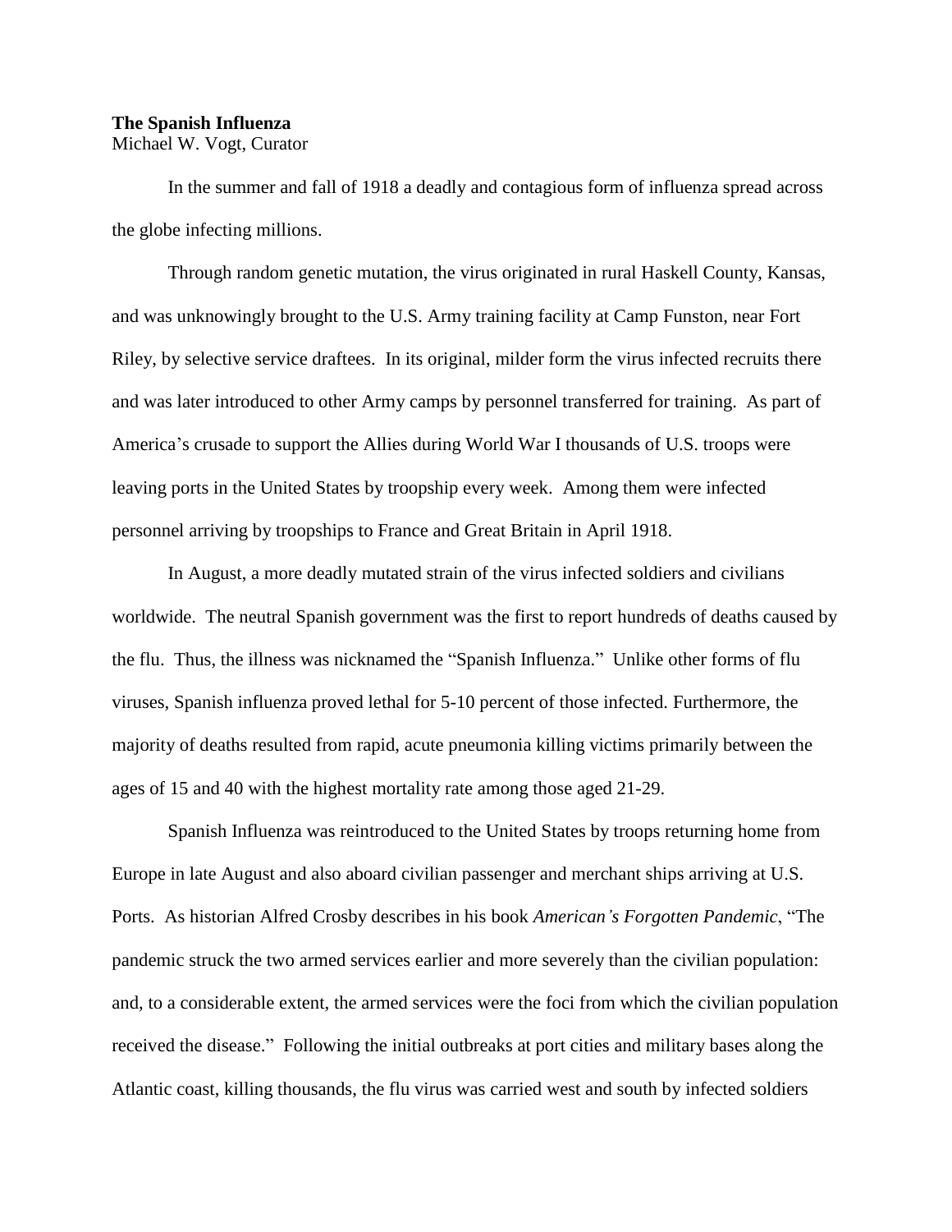**The Spanish Influenza**

Michael W. Vogt, Curator

In the summer and fall of 1918 a deadly and contagious form of influenza spread across the globe infecting millions.

Through random genetic mutation, the virus originated in rural Haskell County, Kansas, and was unknowingly brought to the U.S. Army training facility at Camp Funston, near Fort Riley, by selective service draftees. In its original, milder form the virus infected recruits there and was later introduced to other Army camps by personnel transferred for training. As part of America's crusade to support the Allies during World War I thousands of U.S. troops were leaving ports in the United States by troopship every week. Among them were infected personnel arriving by troopships to France and Great Britain in April 1918.

In August, a more deadly mutated strain of the virus infected soldiers and civilians worldwide. The neutral Spanish government was the first to report hundreds of deaths caused by the flu. Thus, the illness was nicknamed the "Spanish Influenza." Unlike other forms of flu viruses, Spanish influenza proved lethal for 5-10 percent of those infected. Furthermore, the majority of deaths resulted from rapid, acute pneumonia killing victims primarily between the ages of 15 and 40 with the highest mortality rate among those aged 21-29.

Spanish Influenza was reintroduced to the United States by troops returning home from Europe in late August and also aboard civilian passenger and merchant ships arriving at U.S. Ports. As historian Alfred Crosby describes in his book *American's Forgotten Pandemic*, "The pandemic struck the two armed services earlier and more severely than the civilian population: and, to a considerable extent, the armed services were the foci from which the civilian population received the disease." Following the initial outbreaks at port cities and military bases along the Atlantic coast, killing thousands, the flu virus was carried west and south by infected soldiers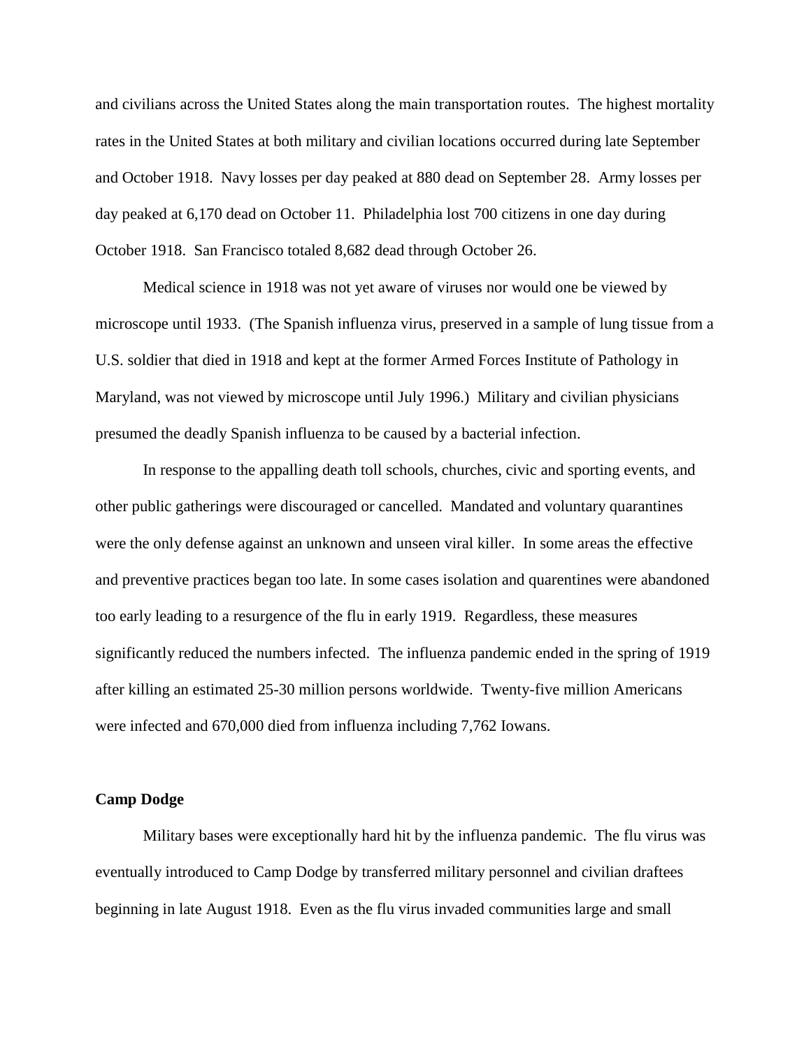and civilians across the United States along the main transportation routes. The highest mortality rates in the United States at both military and civilian locations occurred during late September and October 1918. Navy losses per day peaked at 880 dead on September 28. Army losses per day peaked at 6,170 dead on October 11. Philadelphia lost 700 citizens in one day during October 1918. San Francisco totaled 8,682 dead through October 26.

Medical science in 1918 was not yet aware of viruses nor would one be viewed by microscope until 1933. (The Spanish influenza virus, preserved in a sample of lung tissue from a U.S. soldier that died in 1918 and kept at the former Armed Forces Institute of Pathology in Maryland, was not viewed by microscope until July 1996.) Military and civilian physicians presumed the deadly Spanish influenza to be caused by a bacterial infection.

In response to the appalling death toll schools, churches, civic and sporting events, and other public gatherings were discouraged or cancelled. Mandated and voluntary quarantines were the only defense against an unknown and unseen viral killer. In some areas the effective and preventive practices began too late. In some cases isolation and quarentines were abandoned too early leading to a resurgence of the flu in early 1919. Regardless, these measures significantly reduced the numbers infected. The influenza pandemic ended in the spring of 1919 after killing an estimated 25-30 million persons worldwide. Twenty-five million Americans were infected and 670,000 died from influenza including 7,762 Iowans.

**Camp Dodge**

Military bases were exceptionally hard hit by the influenza pandemic. The flu virus was eventually introduced to Camp Dodge by transferred military personnel and civilian draftees beginning in late August 1918. Even as the flu virus invaded communities large and small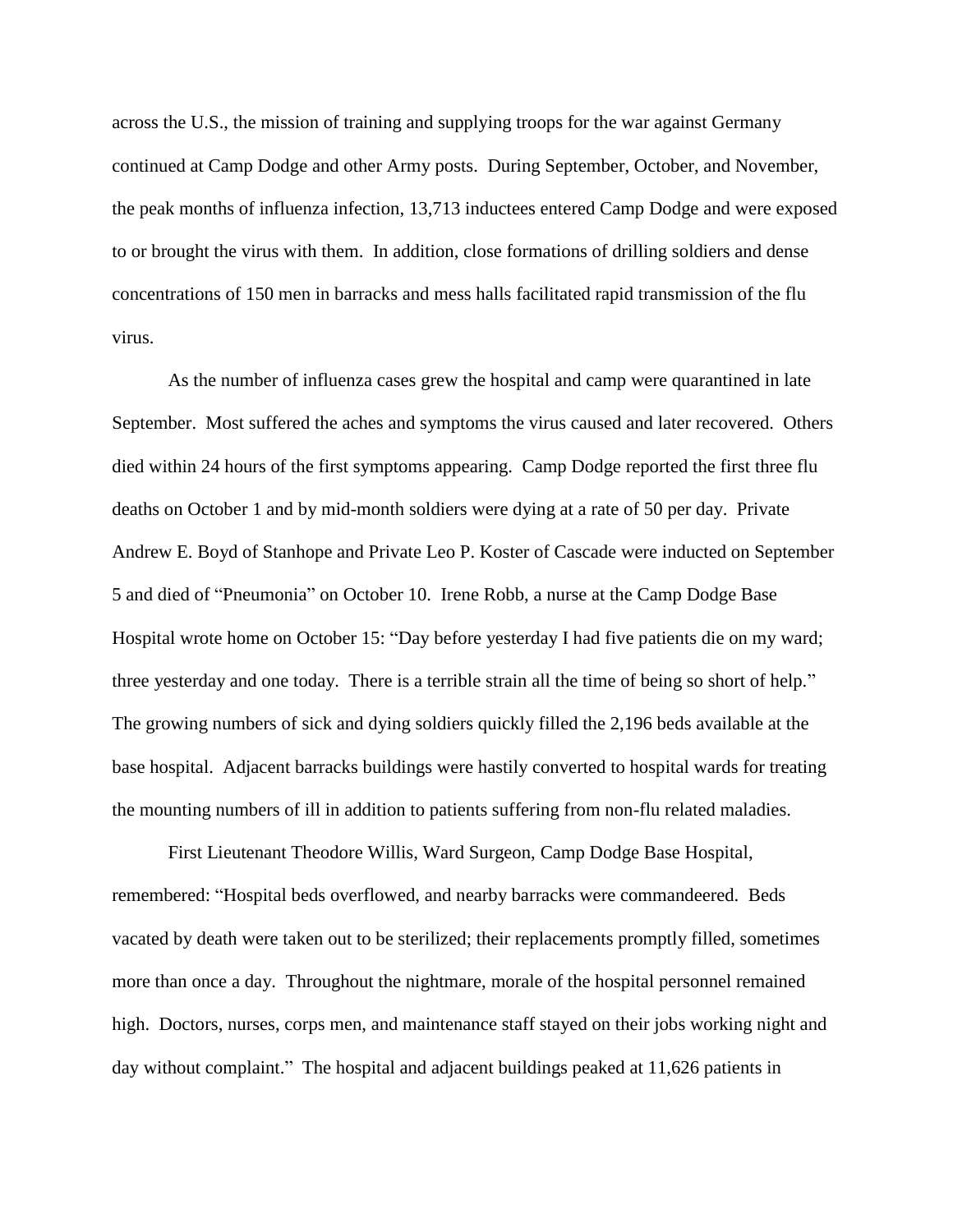across the U.S., the mission of training and supplying troops for the war against Germany continued at Camp Dodge and other Army posts. During September, October, and November, the peak months of influenza infection, 13,713 inductees entered Camp Dodge and were exposed to or brought the virus with them. In addition, close formations of drilling soldiers and dense concentrations of 150 men in barracks and mess halls facilitated rapid transmission of the flu virus.

As the number of influenza cases grew the hospital and camp were quarantined in late September. Most suffered the aches and symptoms the virus caused and later recovered. Others died within 24 hours of the first symptoms appearing. Camp Dodge reported the first three flu deaths on October 1 and by mid-month soldiers were dying at a rate of 50 per day. Private Andrew E. Boyd of Stanhope and Private Leo P. Koster of Cascade were inducted on September 5 and died of "Pneumonia" on October 10. Irene Robb, a nurse at the Camp Dodge Base Hospital wrote home on October 15: "Day before yesterday I had five patients die on my ward; three yesterday and one today. There is a terrible strain all the time of being so short of help." The growing numbers of sick and dying soldiers quickly filled the 2,196 beds available at the base hospital. Adjacent barracks buildings were hastily converted to hospital wards for treating the mounting numbers of ill in addition to patients suffering from non-flu related maladies.

First Lieutenant Theodore Willis, Ward Surgeon, Camp Dodge Base Hospital, remembered: "Hospital beds overflowed, and nearby barracks were commandeered. Beds vacated by death were taken out to be sterilized; their replacements promptly filled, sometimes more than once a day. Throughout the nightmare, morale of the hospital personnel remained high. Doctors, nurses, corps men, and maintenance staff stayed on their jobs working night and day without complaint." The hospital and adjacent buildings peaked at 11,626 patients in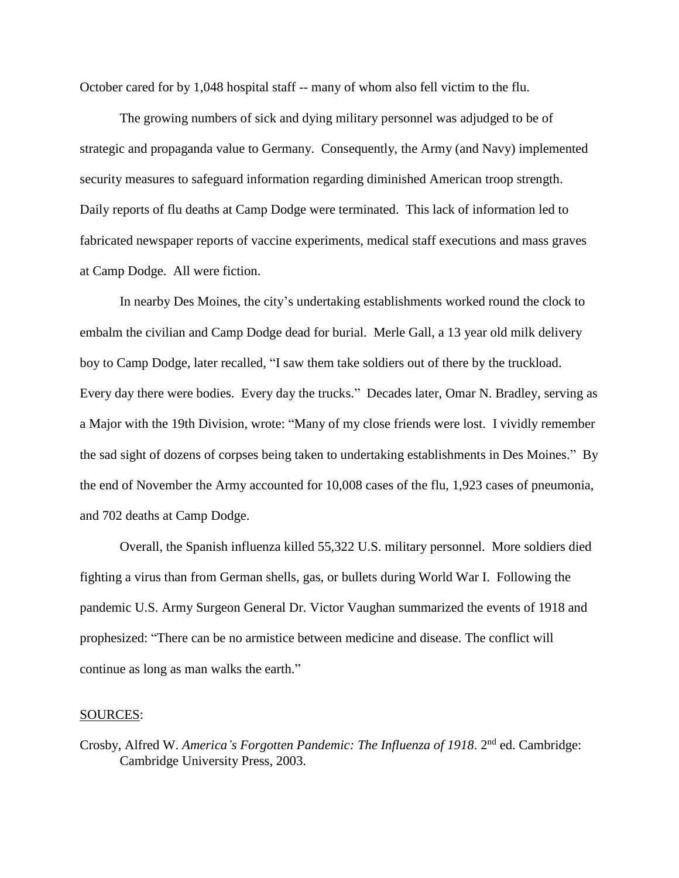October cared for by 1,048 hospital staff -- many of whom also fell victim to the flu.

The growing numbers of sick and dying military personnel was adjudged to be of strategic and propaganda value to Germany. Consequently, the Army (and Navy) implemented security measures to safeguard information regarding diminished American troop strength. Daily reports of flu deaths at Camp Dodge were terminated. This lack of information led to fabricated newspaper reports of vaccine experiments, medical staff executions and mass graves at Camp Dodge. All were fiction.

In nearby Des Moines, the city's undertaking establishments worked round the clock to embalm the civilian and Camp Dodge dead for burial. Merle Gall, a 13 year old milk delivery boy to Camp Dodge, later recalled, "I saw them take soldiers out of there by the truckload. Every day there were bodies. Every day the trucks." Decades later, Omar N. Bradley, serving as a Major with the 19th Division, wrote: "Many of my close friends were lost. I vividly remember the sad sight of dozens of corpses being taken to undertaking establishments in Des Moines." By the end of November the Army accounted for 10,008 cases of the flu, 1,923 cases of pneumonia, and 702 deaths at Camp Dodge.

Overall, the Spanish influenza killed 55,322 U.S. military personnel. More soldiers died fighting a virus than from German shells, gas, or bullets during World War I. Following the pandemic U.S. Army Surgeon General Dr. Victor Vaughan summarized the events of 1918 and prophesized: "There can be no armistice between medicine and disease. The conflict will continue as long as man walks the earth."

<u>SOURCES</u>:

Crosby, Alfred W. *America's Forgotten Pandemic: The Influenza of 1918*. 2nd ed. Cambridge: Cambridge University Press, 2003.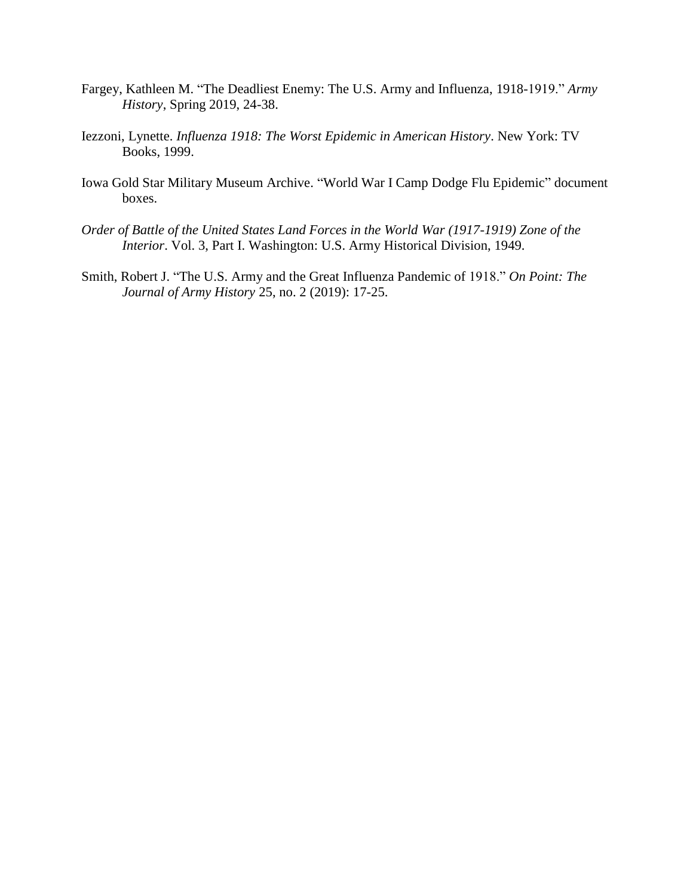Fargey, Kathleen M. "The Deadliest Enemy: The U.S. Army and Influenza, 1918-1919." *Army History*, Spring 2019, 24-38.

Iezzoni, Lynette. *Influenza 1918: The Worst Epidemic in American History*. New York: TV Books, 1999.

Iowa Gold Star Military Museum Archive. "World War I Camp Dodge Flu Epidemic" document boxes.

*Order of Battle of the United States Land Forces in the World War (1917-1919) Zone of the Interior*. Vol. 3, Part I. Washington: U.S. Army Historical Division, 1949.

Smith, Robert J. "The U.S. Army and the Great Influenza Pandemic of 1918." *On Point: The Journal of Army History* 25, no. 2 (2019): 17-25.